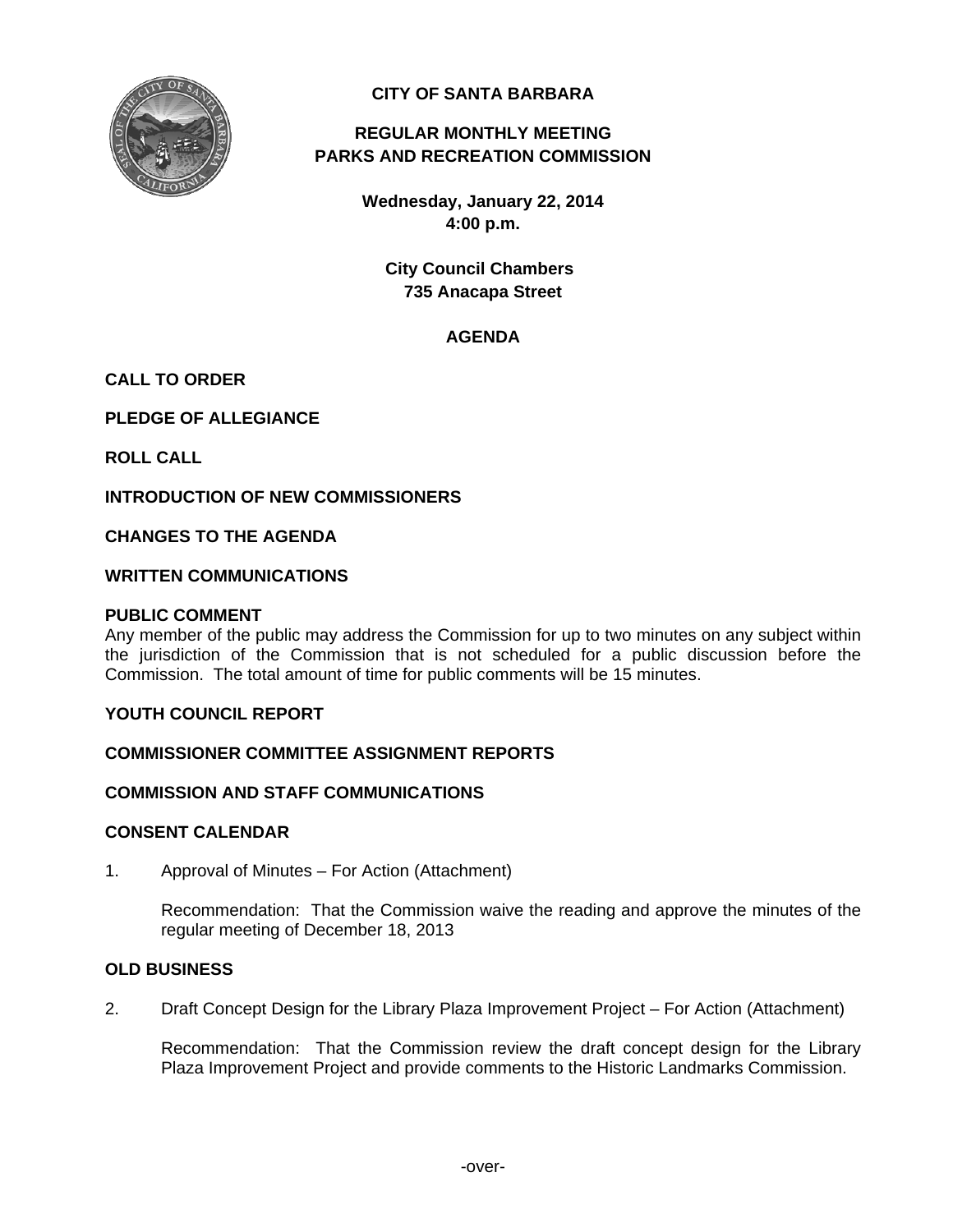# CITY OF SANTA BARBARA

## REGULAR MONTHLY MEETING
## PARKS AND RECREATION COMMISSION

**Wednesday, January 22, 2014**
**4:00 p.m.**

**City Council Chambers**
**735 Anacapa Street**

## AGENDA

### CALL TO ORDER

### PLEDGE OF ALLEGIANCE

### ROLL CALL

### INTRODUCTION OF NEW COMMISSIONERS

### CHANGES TO THE AGENDA

### WRITTEN COMMUNICATIONS

### PUBLIC COMMENT

Any member of the public may address the Commission for up to two minutes on any subject within the jurisdiction of the Commission that is not scheduled for a public discussion before the Commission. The total amount of time for public comments will be 15 minutes.

### YOUTH COUNCIL REPORT

### COMMISSIONER COMMITTEE ASSIGNMENT REPORTS

### COMMISSION AND STAFF COMMUNICATIONS

### CONSENT CALENDAR

1. Approval of Minutes – For Action (Attachment)

   Recommendation: That the Commission waive the reading and approve the minutes of the regular meeting of December 18, 2013

### OLD BUSINESS

2. Draft Concept Design for the Library Plaza Improvement Project – For Action (Attachment)

   Recommendation: That the Commission review the draft concept design for the Library Plaza Improvement Project and provide comments to the Historic Landmarks Commission.

-over-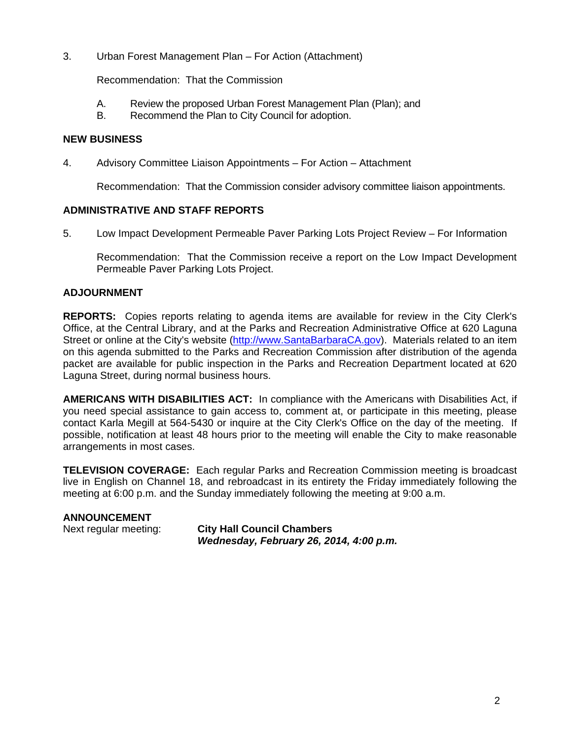3. Urban Forest Management Plan – For Action (Attachment)

   Recommendation: That the Commission

   A. Review the proposed Urban Forest Management Plan (Plan); and
   B. Recommend the Plan to City Council for adoption.

**NEW BUSINESS**

4. Advisory Committee Liaison Appointments – For Action – Attachment

   Recommendation: That the Commission consider advisory committee liaison appointments.

**ADMINISTRATIVE AND STAFF REPORTS**

5. Low Impact Development Permeable Paver Parking Lots Project Review – For Information

   Recommendation: That the Commission receive a report on the Low Impact Development Permeable Paver Parking Lots Project.

**ADJOURNMENT**

**REPORTS:** Copies reports relating to agenda items are available for review in the City Clerk's Office, at the Central Library, and at the Parks and Recreation Administrative Office at 620 Laguna Street or online at the City's website (http://www.SantaBarbaraCA.gov). Materials related to an item on this agenda submitted to the Parks and Recreation Commission after distribution of the agenda packet are available for public inspection in the Parks and Recreation Department located at 620 Laguna Street, during normal business hours.

**AMERICANS WITH DISABILITIES ACT:** In compliance with the Americans with Disabilities Act, if you need special assistance to gain access to, comment at, or participate in this meeting, please contact Karla Megill at 564-5430 or inquire at the City Clerk's Office on the day of the meeting. If possible, notification at least 48 hours prior to the meeting will enable the City to make reasonable arrangements in most cases.

**TELEVISION COVERAGE:** Each regular Parks and Recreation Commission meeting is broadcast live in English on Channel 18, and rebroadcast in its entirety the Friday immediately following the meeting at 6:00 p.m. and the Sunday immediately following the meeting at 9:00 a.m.

**ANNOUNCEMENT**

Next regular meeting: **City Hall Council Chambers**
***Wednesday, February 26, 2014, 4:00 p.m.***